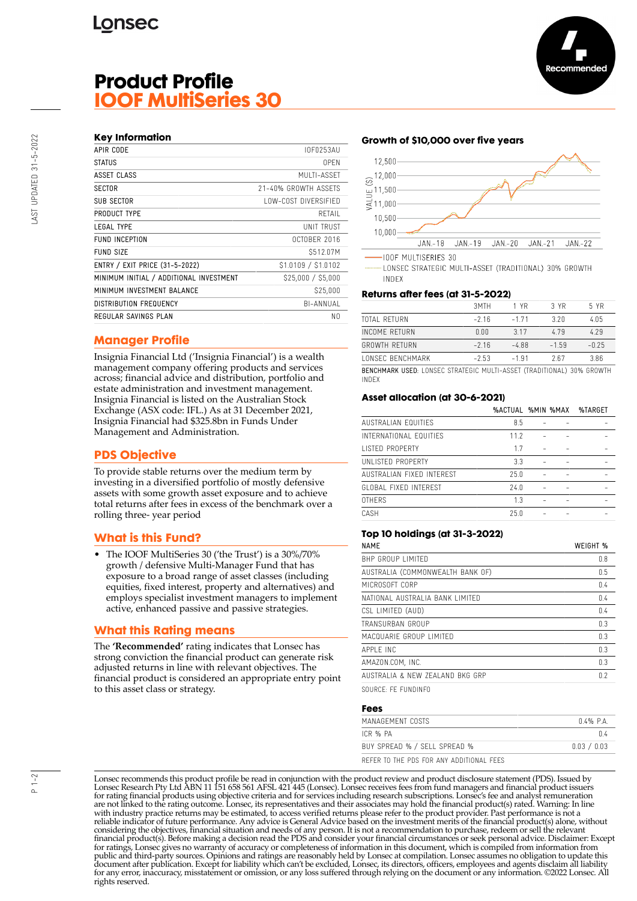Lonsec

# Product Profile
# IOOF MultiSeries 30

Recommended

## Key Information

| | |
|---|---|
| APIR CODE | IOF0253AU |
| STATUS | OPEN |
| ASSET CLASS | MULTI-ASSET |
| SECTOR | 21-40% GROWTH ASSETS |
| SUB SECTOR | LOW-COST DIVERSIFIED |
| PRODUCT TYPE | RETAIL |
| LEGAL TYPE | UNIT TRUST |
| FUND INCEPTION | OCTOBER 2016 |
| FUND SIZE | $512.07M |
| ENTRY / EXIT PRICE (31-5-2022) | $1.0109 / $1.0102 |
| MINIMUM INITIAL / ADDITIONAL INVESTMENT | $25,000 / $5,000 |
| MINIMUM INVESTMENT BALANCE | $25,000 |
| DISTRIBUTION FREQUENCY | BI-ANNUAL |
| REGULAR SAVINGS PLAN | NO |

## Manager Profile

Insignia Financial Ltd ('Insignia Financial') is a wealth management company offering products and services across; financial advice and distribution, portfolio and estate administration and investment management. Insignia Financial is listed on the Australian Stock Exchange (ASX code: IFL.) As at 31 December 2021, Insignia Financial had $325.8bn in Funds Under Management and Administration.

## PDS Objective

To provide stable returns over the medium term by investing in a diversified portfolio of mostly defensive assets with some growth asset exposure and to achieve total returns after fees in excess of the benchmark over a rolling three- year period

## What is this Fund?

- The IOOF MultiSeries 30 ('the Trust') is a 30%/70% growth / defensive Multi-Manager Fund that has exposure to a broad range of asset classes (including equities, fixed interest, property and alternatives) and employs specialist investment managers to implement active, enhanced passive and passive strategies.

## What this Rating means

The **'Recommended'** rating indicates that Lonsec has strong conviction the financial product can generate risk adjusted returns in line with relevant objectives. The financial product is considered an appropriate entry point to this asset class or strategy.

## Growth of $10,000 over five years

IOOF MULTISERIES 30
LONSEC STRATEGIC MULTI-ASSET (TRADITIONAL) 30% GROWTH INDEX

## Returns after fees (at 31-5-2022)

| | 3MTH | 1 YR | 3 YR | 5 YR |
|---|---|---|---|---|
| TOTAL RETURN | -2.16 | -1.71 | 3.20 | 4.05 |
| INCOME RETURN | 0.00 | 3.17 | 4.79 | 4.29 |
| GROWTH RETURN | -2.16 | -4.88 | -1.59 | -0.25 |
| LONSEC BENCHMARK | -2.53 | -1.91 | 2.67 | 3.86 |

BENCHMARK USED: LONSEC STRATEGIC MULTI-ASSET (TRADITIONAL) 30% GROWTH INDEX

## Asset allocation (at 30-6-2021)

| | %ACTUAL | %MIN | %MAX | %TARGET |
|---|---|---|---|---|
| AUSTRALIAN EQUITIES | 8.5 | - | - | - |
| INTERNATIONAL EQUITIES | 11.2 | - | - | - |
| LISTED PROPERTY | 1.7 | - | - | - |
| UNLISTED PROPERTY | 3.3 | - | - | - |
| AUSTRALIAN FIXED INTEREST | 25.0 | - | - | - |
| GLOBAL FIXED INTEREST | 24.0 | - | - | - |
| OTHERS | 1.3 | - | - | - |
| CASH | 25.0 | - | - | - |

## Top 10 holdings (at 31-3-2022)

| NAME | WEIGHT % |
|---|---|
| BHP GROUP LIMITED | 0.8 |
| AUSTRALIA (COMMONWEALTH BANK OF) | 0.5 |
| MICROSOFT CORP | 0.4 |
| NATIONAL AUSTRALIA BANK LIMITED | 0.4 |
| CSL LIMITED (AUD) | 0.4 |
| TRANSURBAN GROUP | 0.3 |
| MACQUARIE GROUP LIMITED | 0.3 |
| APPLE INC | 0.3 |
| AMAZON.COM, INC. | 0.3 |
| AUSTRALIA & NEW ZEALAND BKG GRP | 0.2 |

SOURCE: FE FUNDINFO

## Fees

| | |
|---|---|
| MANAGEMENT COSTS | 0.4% P.A. |
| ICR % PA | 0.4 |
| BUY SPREAD % / SELL SPREAD % | 0.03 / 0.03 |

REFER TO THE PDS FOR ANY ADDITIONAL FEES

Lonsec recommends this product profile be read in conjunction with the product review and product disclosure statement (PDS). Issued by Lonsec Research Pty Ltd ABN 11 151 658 561 AFSL 421 445 (Lonsec). Lonsec receives fees from fund managers and financial product issuers for rating financial products using objective criteria and for services including research subscriptions. Lonsec's fee and analyst remuneration are not linked to the rating outcome. Lonsec, its representatives and their associates may hold the financial product(s) rated. Warning: In line with industry practice returns may be estimated, to access verified returns please refer to the product provider. Past performance is not a reliable indicator of future performance. Any advice is General Advice based on the investment merits of the financial product(s) alone, without considering the objectives, financial situation and needs of any person. It is not a recommendation to purchase, redeem or sell the relevant financial product(s). Before making a decision read the PDS and consider your financial circumstances or seek personal advice. Disclaimer: Except for ratings, Lonsec gives no warranty of accuracy or completeness of information in this document, which is compiled from information from public and third-party sources. Opinions and ratings are reasonably held by Lonsec at compilation. Lonsec assumes no obligation to update this document after publication. Except for liability which can't be excluded, Lonsec, its directors, officers, employees and agents disclaim all liability for any error, inaccuracy, misstatement or omission, or any loss suffered through relying on the document or any information. ©2022 Lonsec. All rights reserved.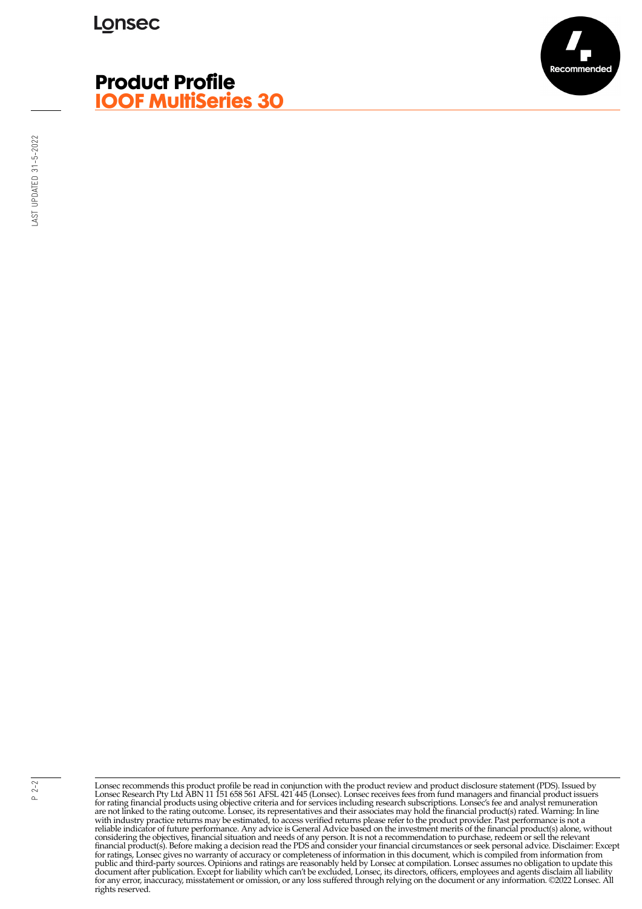# Product Profile
## IOOF MultiSeries 30

Recommended

Lonsec recommends this product profile be read in conjunction with the product review and product disclosure statement (PDS). Issued by Lonsec Research Pty Ltd ABN 11 151 658 561 AFSL 421 445 (Lonsec). Lonsec receives fees from fund managers and financial product issuers for rating financial products using objective criteria and for services including research subscriptions. Lonsec's fee and analyst remuneration are not linked to the rating outcome. Lonsec, its representatives and their associates may hold the financial product(s) rated. Warning: In line with industry practice returns may be estimated, to access verified returns please refer to the product provider. Past performance is not a reliable indicator of future performance. Any advice is General Advice based on the investment merits of the financial product(s) alone, without considering the objectives, financial situation and needs of any person. It is not a recommendation to purchase, redeem or sell the relevant financial product(s). Before making a decision read the PDS and consider your financial circumstances or seek personal advice. Disclaimer: Except for ratings, Lonsec gives no warranty of accuracy or completeness of information in this document, which is compiled from information from public and third-party sources. Opinions and ratings are reasonably held by Lonsec at compilation. Lonsec assumes no obligation to update this document after publication. Except for liability which can't be excluded, Lonsec, its directors, officers, employees and agents disclaim all liability for any error, inaccuracy, misstatement or omission, or any loss suffered through relying on the document or any information. ©2022 Lonsec. All rights reserved.